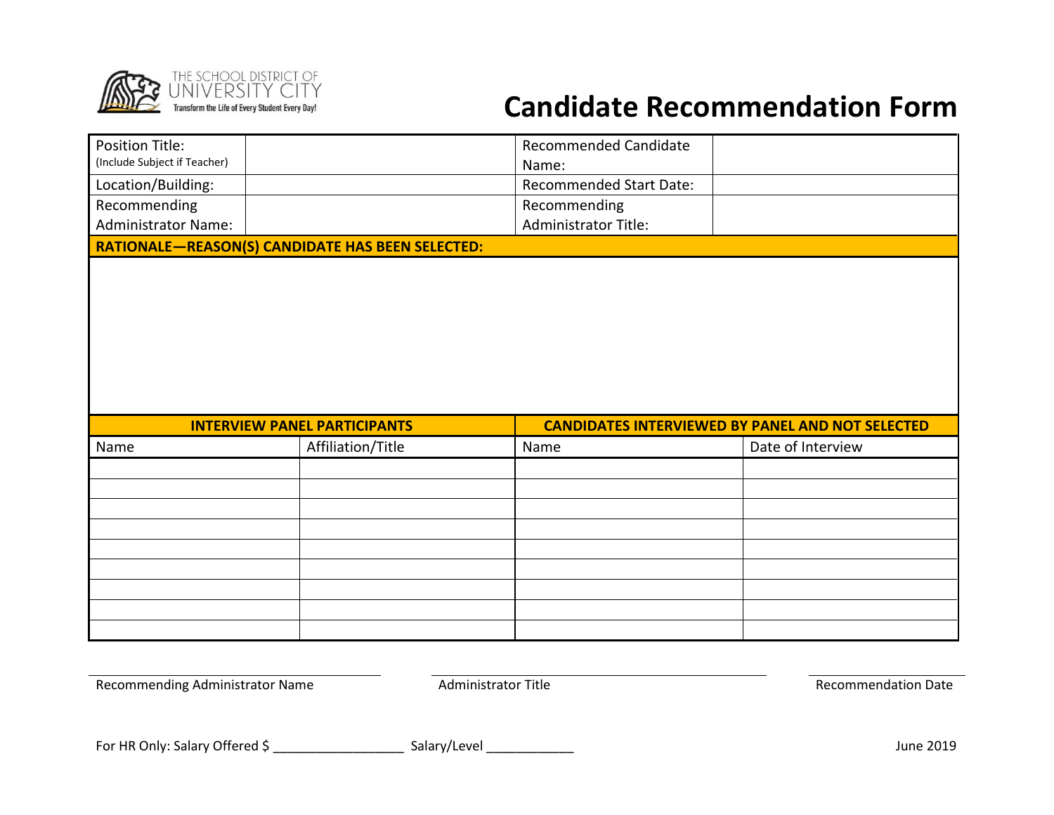THE SCHOOL DISTRICT OF UNIVERSITY CITY

Transform the Life of Every Student Every Day!

# Candidate Recommendation Form

| Position Title: (Include Subject if Teacher) | | Recommended Candidate Name: | |
|---|---|---|---|
| Location/Building: | | Recommended Start Date: | |
| Recommending Administrator Name: | | Recommending Administrator Title: | |

**RATIONALE—REASON(S) CANDIDATE HAS BEEN SELECTED:**

| **INTERVIEW PANEL PARTICIPANTS** | | **CANDIDATES INTERVIEWED BY PANEL AND NOT SELECTED** | |
|---|---|---|---|
| Name | Affiliation/Title | Name | Date of Interview |
| | | | |
| | | | |
| | | | |
| | | | |
| | | | |
| | | | |
| | | | |
| | | | |
| | | | |

Recommending Administrator Name ____________________  Administrator Title ____________________  Recommendation Date ____________________

For HR Only: Salary Offered $ __________________ Salary/Level ____________

June 2019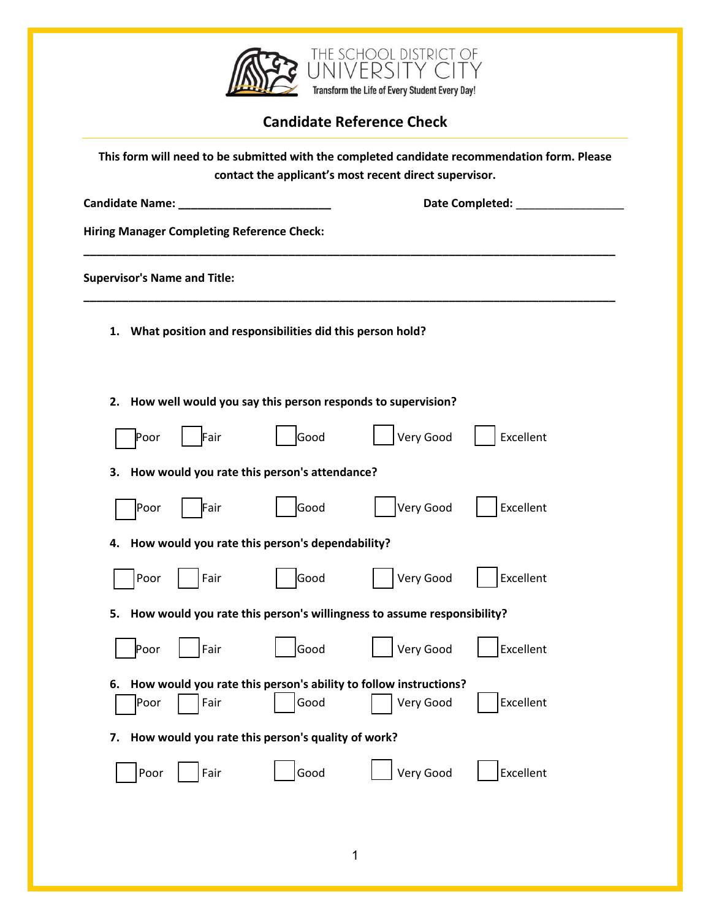THE SCHOOL DISTRICT OF UNIVERSITY CITY

Transform the Life of Every Student Every Day!

## Candidate Reference Check

**This form will need to be submitted with the completed candidate recommendation form. Please contact the applicant's most recent direct supervisor.**

**Candidate Name:** ________________________ **Date Completed:** _________________

**Hiring Manager Completing Reference Check:**

_____________________________________________________________________________________

**Supervisor's Name and Title:**

_____________________________________________________________________________________

1. **What position and responsibilities did this person hold?**

2. **How well would you say this person responds to supervision?**

☐ Poor ☐ Fair ☐ Good ☐ Very Good ☐ Excellent

3. **How would you rate this person's attendance?**

☐ Poor ☐ Fair ☐ Good ☐ Very Good ☐ Excellent

4. **How would you rate this person's dependability?**

☐ Poor ☐ Fair ☐ Good ☐ Very Good ☐ Excellent

5. **How would you rate this person's willingness to assume responsibility?**

☐ Poor ☐ Fair ☐ Good ☐ Very Good ☐ Excellent

6. **How would you rate this person's ability to follow instructions?**

☐ Poor ☐ Fair ☐ Good ☐ Very Good ☐ Excellent

7. **How would you rate this person's quality of work?**

☐ Poor ☐ Fair ☐ Good ☐ Very Good ☐ Excellent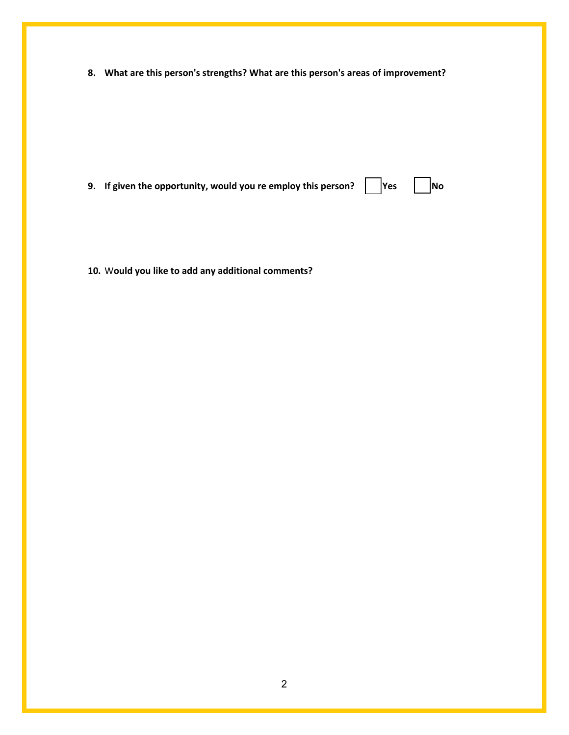**8. What are this person's strengths? What are this person's areas of improvement?**

**9. If given the opportunity, would you re employ this person?** ☐ **Yes** ☐ **No**

**10. Would you like to add any additional comments?**